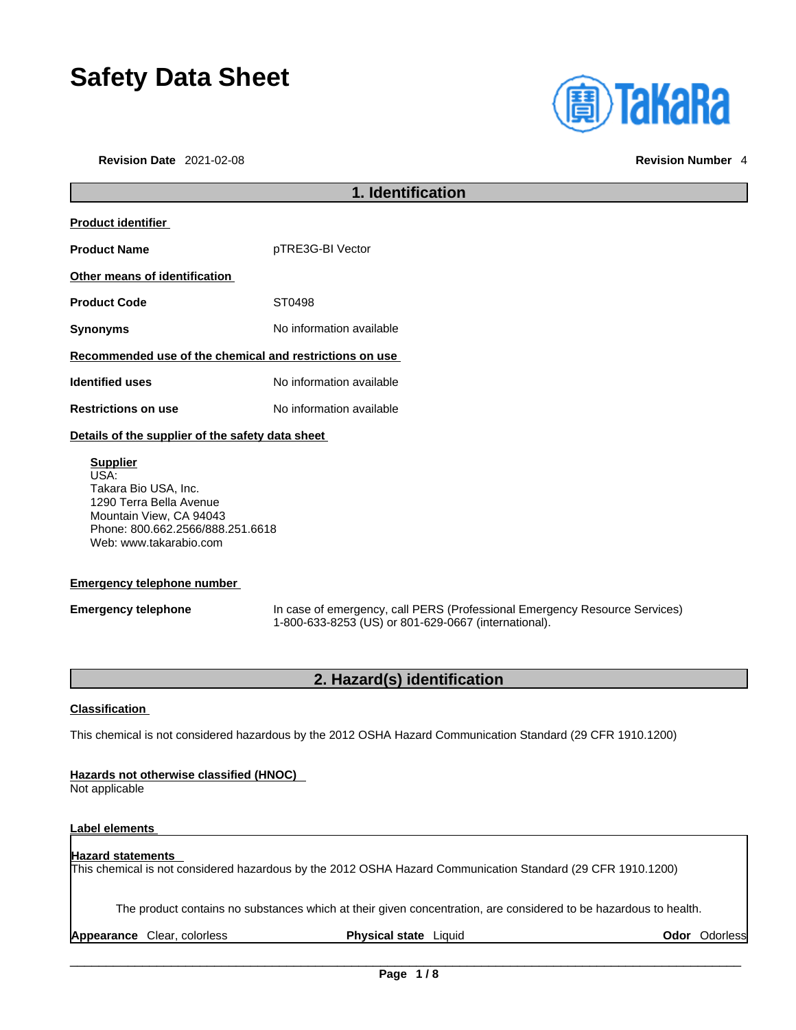# Safety Data Sheet

**Revision Date** 2021-02-08 **Revision Number** 4

## 1. Identification

**Product identifier**

| | |
|---|---|
| **Product Name** | pTRE3G-BI Vector |

**Other means of identification**

| | |
|---|---|
| **Product Code** | ST0498 |
| **Synonyms** | No information available |

**Recommended use of the chemical and restrictions on use**

| | |
|---|---|
| **Identified uses** | No information available |
| **Restrictions on use** | No information available |

**Details of the supplier of the safety data sheet**

**Supplier**
USA:
Takara Bio USA, Inc.
1290 Terra Bella Avenue
Mountain View, CA 94043
Phone: 800.662.2566/888.251.6618
Web: www.takarabio.com

**Emergency telephone number**

| | |
|---|---|
| **Emergency telephone** | In case of emergency, call PERS (Professional Emergency Resource Services) 1-800-633-8253 (US) or 801-629-0667 (international). |

## 2. Hazard(s) identification

**Classification**

This chemical is not considered hazardous by the 2012 OSHA Hazard Communication Standard (29 CFR 1910.1200)

**Hazards not otherwise classified (HNOC)**
Not applicable

**Label elements**

**Hazard statements**
This chemical is not considered hazardous by the 2012 OSHA Hazard Communication Standard (29 CFR 1910.1200)

The product contains no substances which at their given concentration, are considered to be hazardous to health.

**Appearance** Clear, colorless **Physical state** Liquid **Odor** Odorless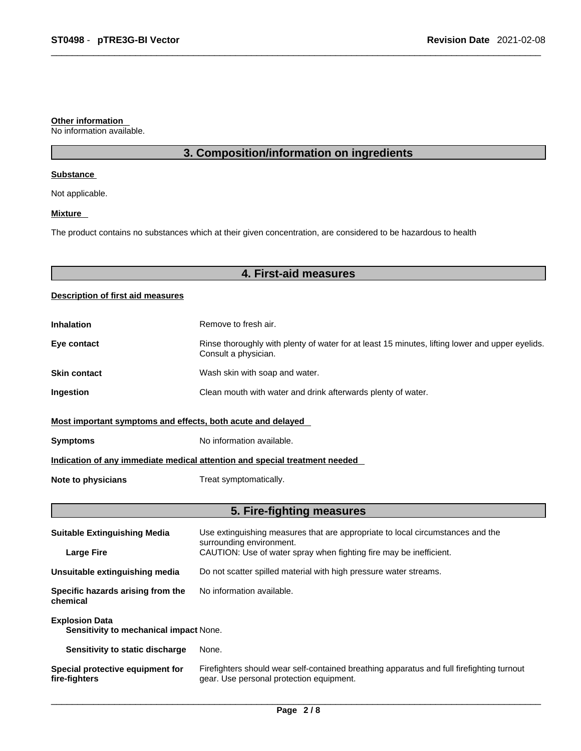**Other information**

No information available.

## 3. Composition/information on ingredients

**Substance**

Not applicable.

**Mixture**

The product contains no substances which at their given concentration, are considered to be hazardous to health

## 4. First-aid measures

**Description of first aid measures**

| | |
|---|---|
| **Inhalation** | Remove to fresh air. |
| **Eye contact** | Rinse thoroughly with plenty of water for at least 15 minutes, lifting lower and upper eyelids. Consult a physician. |
| **Skin contact** | Wash skin with soap and water. |
| **Ingestion** | Clean mouth with water and drink afterwards plenty of water. |

**Most important symptoms and effects, both acute and delayed**

| | |
|---|---|
| **Symptoms** | No information available. |

**Indication of any immediate medical attention and special treatment needed**

| | |
|---|---|
| **Note to physicians** | Treat symptomatically. |

## 5. Fire-fighting measures

| | |
|---|---|
| **Suitable Extinguishing Media** | Use extinguishing measures that are appropriate to local circumstances and the surrounding environment. |
| **Large Fire** | CAUTION: Use of water spray when fighting fire may be inefficient. |
| **Unsuitable extinguishing media** | Do not scatter spilled material with high pressure water streams. |
| **Specific hazards arising from the chemical** | No information available. |
| **Explosion Data** | |
| **Sensitivity to mechanical impact** | None. |
| **Sensitivity to static discharge** | None. |
| **Special protective equipment for fire-fighters** | Firefighters should wear self-contained breathing apparatus and full firefighting turnout gear. Use personal protection equipment. |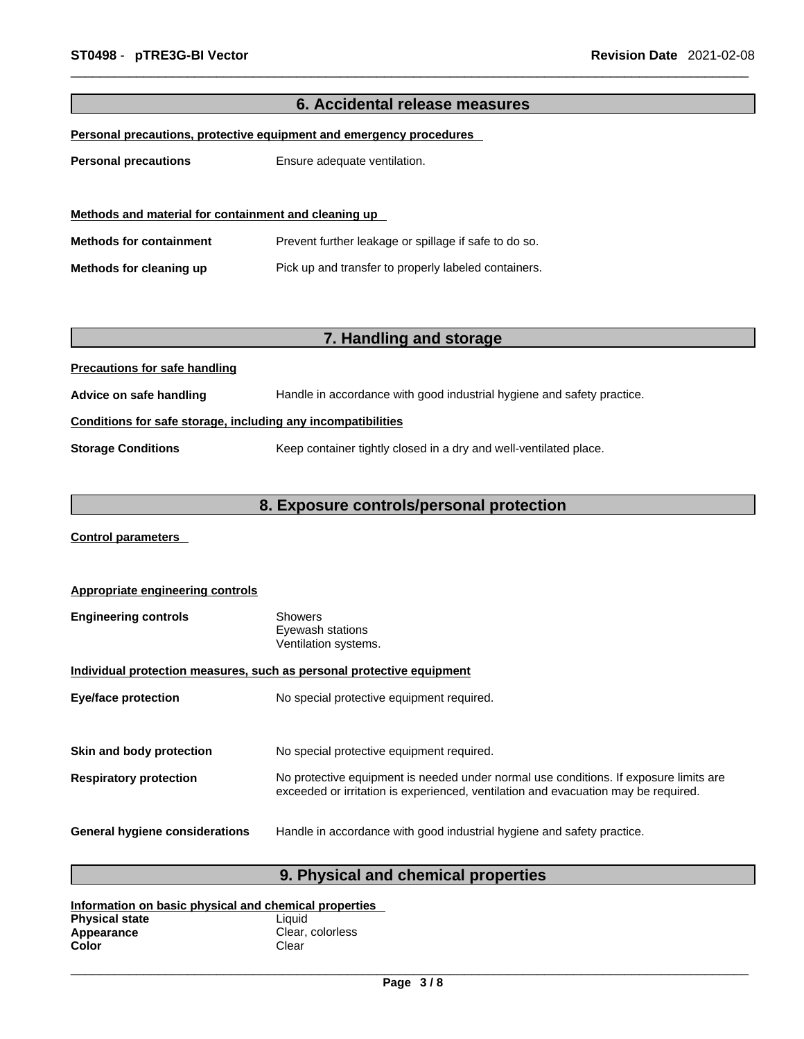## 6. Accidental release measures

**Personal precautions, protective equipment and emergency procedures**

**Personal precautions** Ensure adequate ventilation.

**Methods and material for containment and cleaning up**

**Methods for containment** Prevent further leakage or spillage if safe to do so.

**Methods for cleaning up** Pick up and transfer to properly labeled containers.

## 7. Handling and storage

**Precautions for safe handling**

**Advice on safe handling** Handle in accordance with good industrial hygiene and safety practice.

**Conditions for safe storage, including any incompatibilities**

**Storage Conditions** Keep container tightly closed in a dry and well-ventilated place.

## 8. Exposure controls/personal protection

**Control parameters**

**Appropriate engineering controls**

**Engineering controls** Showers
Eyewash stations
Ventilation systems.

**Individual protection measures, such as personal protective equipment**

**Eye/face protection** No special protective equipment required.

**Skin and body protection** No special protective equipment required.

**Respiratory protection** No protective equipment is needed under normal use conditions. If exposure limits are exceeded or irritation is experienced, ventilation and evacuation may be required.

**General hygiene considerations** Handle in accordance with good industrial hygiene and safety practice.

## 9. Physical and chemical properties

**Information on basic physical and chemical properties**

**Physical state** Liquid
**Appearance** Clear, colorless
**Color** Clear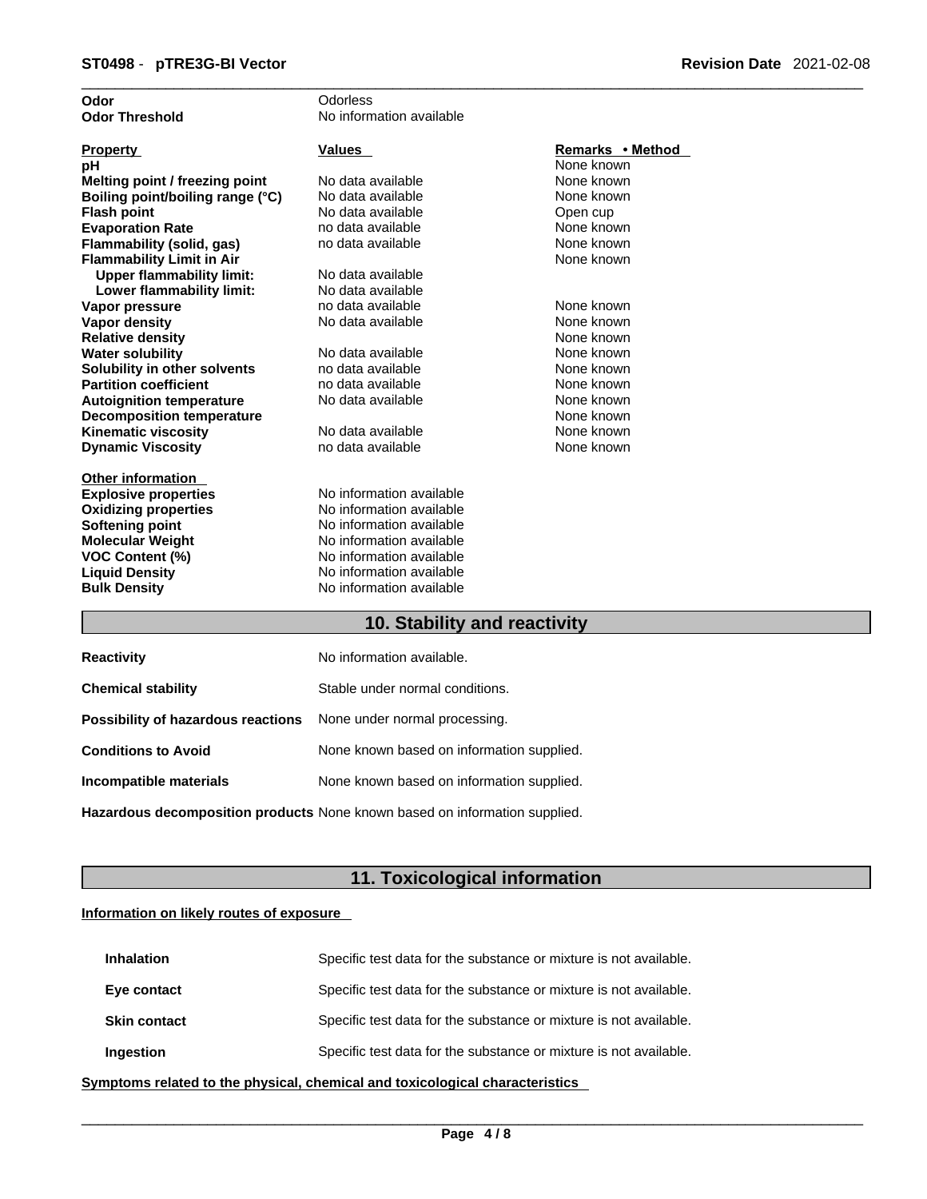| | | |
|---|---|---|
| **Odor** | Odorless | |
| **Odor Threshold** | No information available | |

| **Property** | **Values** | **Remarks • Method** |
|---|---|---|
| **pH** | | None known |
| **Melting point / freezing point** | No data available | None known |
| **Boiling point/boiling range (°C)** | No data available | None known |
| **Flash point** | No data available | Open cup |
| **Evaporation Rate** | no data available | None known |
| **Flammability (solid, gas)** | no data available | None known |
| **Flammability Limit in Air** | | None known |
| **Upper flammability limit:** | No data available | |
| **Lower flammability limit:** | No data available | |
| **Vapor pressure** | no data available | None known |
| **Vapor density** | No data available | None known |
| **Relative density** | | None known |
| **Water solubility** | No data available | None known |
| **Solubility in other solvents** | no data available | None known |
| **Partition coefficient** | no data available | None known |
| **Autoignition temperature** | No data available | None known |
| **Decomposition temperature** | | None known |
| **Kinematic viscosity** | No data available | None known |
| **Dynamic Viscosity** | no data available | None known |

**Other information**

| | |
|---|---|
| **Explosive properties** | No information available |
| **Oxidizing properties** | No information available |
| **Softening point** | No information available |
| **Molecular Weight** | No information available |
| **VOC Content (%)** | No information available |
| **Liquid Density** | No information available |
| **Bulk Density** | No information available |

## 10. Stability and reactivity

| | |
|---|---|
| **Reactivity** | No information available. |
| **Chemical stability** | Stable under normal conditions. |
| **Possibility of hazardous reactions** | None under normal processing. |
| **Conditions to Avoid** | None known based on information supplied. |
| **Incompatible materials** | None known based on information supplied. |
| **Hazardous decomposition products** | None known based on information supplied. |

## 11. Toxicological information

**Information on likely routes of exposure**

| | |
|---|---|
| **Inhalation** | Specific test data for the substance or mixture is not available. |
| **Eye contact** | Specific test data for the substance or mixture is not available. |
| **Skin contact** | Specific test data for the substance or mixture is not available. |
| **Ingestion** | Specific test data for the substance or mixture is not available. |

**Symptoms related to the physical, chemical and toxicological characteristics**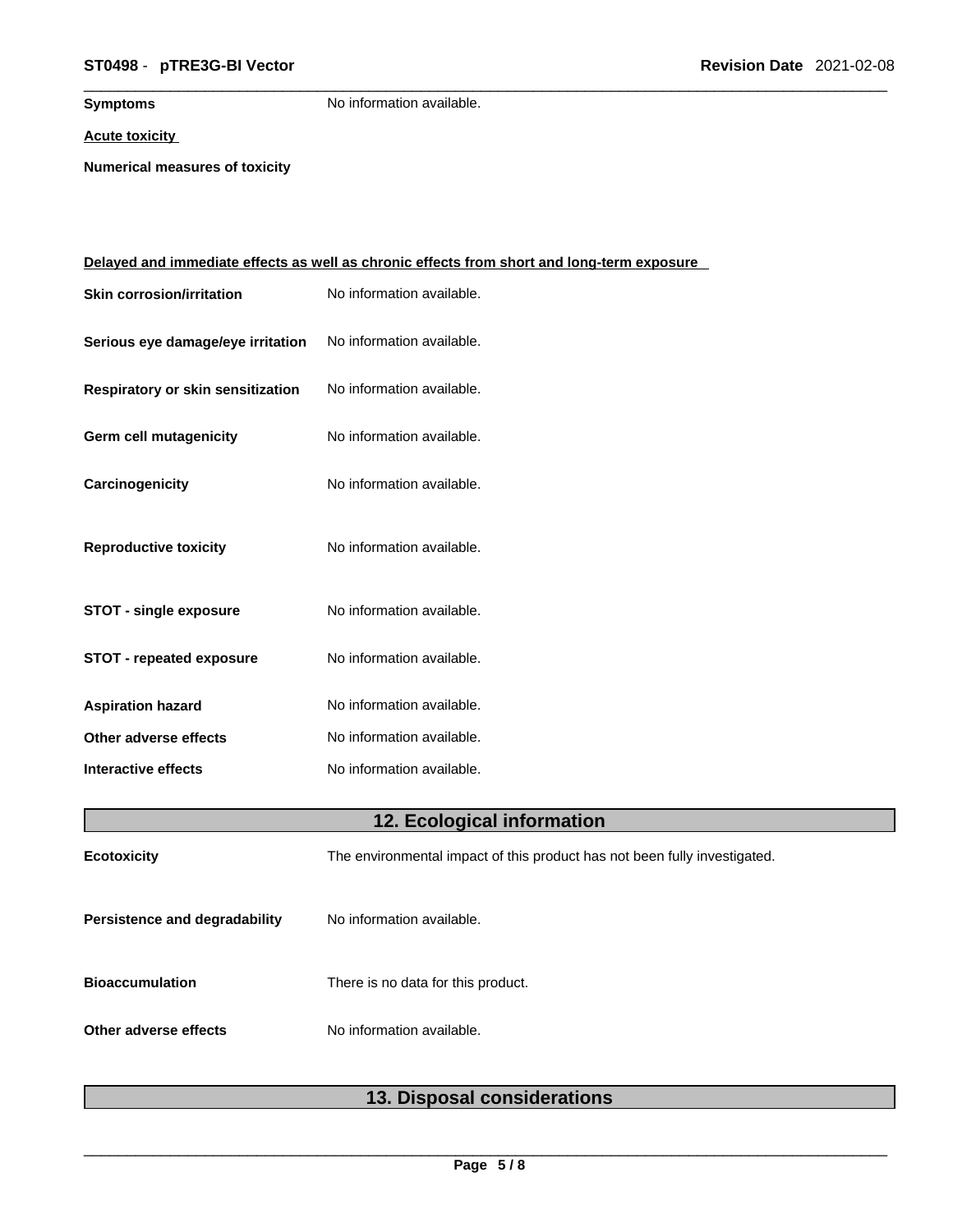**Symptoms** No information available.

**Acute toxicity**

**Numerical measures of toxicity**

**Delayed and immediate effects as well as chronic effects from short and long-term exposure**

**Skin corrosion/irritation** No information available.

**Serious eye damage/eye irritation** No information available.

**Respiratory or skin sensitization** No information available.

**Germ cell mutagenicity** No information available.

**Carcinogenicity** No information available.

**Reproductive toxicity** No information available.

**STOT - single exposure** No information available.

**STOT - repeated exposure** No information available.

**Aspiration hazard** No information available.

**Other adverse effects** No information available.

**Interactive effects** No information available.

## 12. Ecological information

**Ecotoxicity** The environmental impact of this product has not been fully investigated.

**Persistence and degradability** No information available.

**Bioaccumulation** There is no data for this product.

**Other adverse effects** No information available.

## 13. Disposal considerations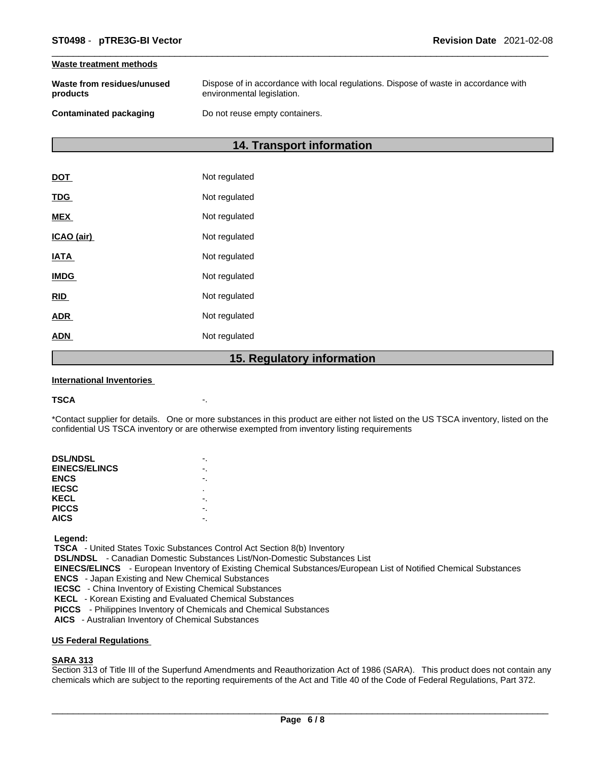#### Waste treatment methods

| | |
|---|---|
| **Waste from residues/unused products** | Dispose of in accordance with local regulations. Dispose of waste in accordance with environmental legislation. |
| **Contaminated packaging** | Do not reuse empty containers. |

## 14. Transport information

| | |
|---|---|
| **DOT** | Not regulated |
| **TDG** | Not regulated |
| **MEX** | Not regulated |
| **ICAO (air)** | Not regulated |
| **IATA** | Not regulated |
| **IMDG** | Not regulated |
| **RID** | Not regulated |
| **ADR** | Not regulated |
| **ADN** | Not regulated |

## 15. Regulatory information

#### International Inventories

**TSCA** -.

*Contact supplier for details. One or more substances in this product are either not listed on the US TSCA inventory, listed on the confidential US TSCA inventory or are otherwise exempted from inventory listing requirements

| | |
|---|---|
| **DSL/NDSL** | -. |
| **EINECS/ELINCS** | -. |
| **ENCS** | -. |
| **IECSC** | . |
| **KECL** | -. |
| **PICCS** | -. |
| **AICS** | -. |

**Legend:**
**TSCA** - United States Toxic Substances Control Act Section 8(b) Inventory
**DSL/NDSL** - Canadian Domestic Substances List/Non-Domestic Substances List
**EINECS/ELINCS** - European Inventory of Existing Chemical Substances/European List of Notified Chemical Substances
**ENCS** - Japan Existing and New Chemical Substances
**IECSC** - China Inventory of Existing Chemical Substances
**KECL** - Korean Existing and Evaluated Chemical Substances
**PICCS** - Philippines Inventory of Chemicals and Chemical Substances
**AICS** - Australian Inventory of Chemical Substances

#### US Federal Regulations

**SARA 313**
Section 313 of Title III of the Superfund Amendments and Reauthorization Act of 1986 (SARA). This product does not contain any chemicals which are subject to the reporting requirements of the Act and Title 40 of the Code of Federal Regulations, Part 372.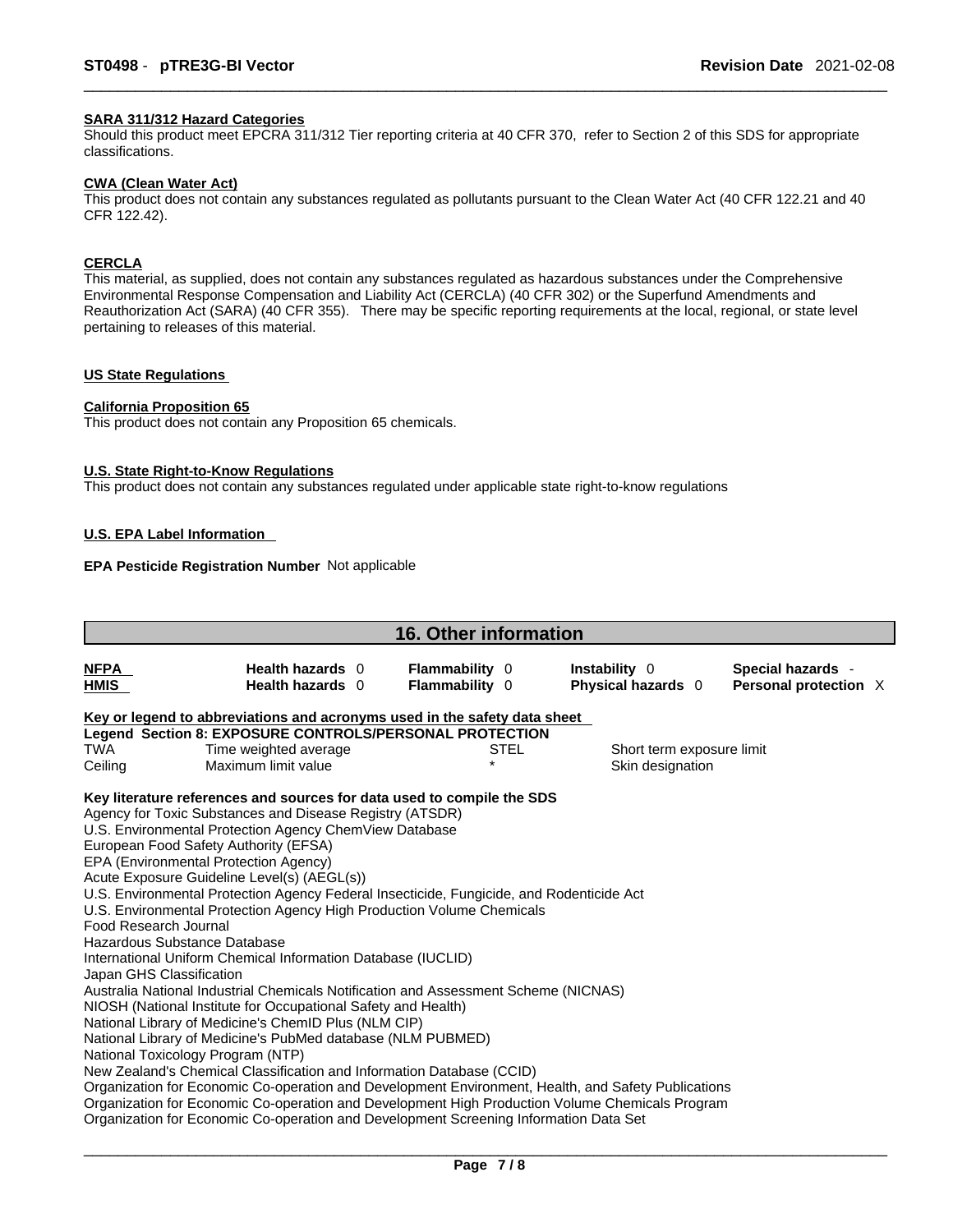**SARA 311/312 Hazard Categories**

Should this product meet EPCRA 311/312 Tier reporting criteria at 40 CFR 370, refer to Section 2 of this SDS for appropriate classifications.

**CWA (Clean Water Act)**

This product does not contain any substances regulated as pollutants pursuant to the Clean Water Act (40 CFR 122.21 and 40 CFR 122.42).

**CERCLA**

This material, as supplied, does not contain any substances regulated as hazardous substances under the Comprehensive Environmental Response Compensation and Liability Act (CERCLA) (40 CFR 302) or the Superfund Amendments and Reauthorization Act (SARA) (40 CFR 355). There may be specific reporting requirements at the local, regional, or state level pertaining to releases of this material.

**US State Regulations**

**California Proposition 65**

This product does not contain any Proposition 65 chemicals.

**U.S. State Right-to-Know Regulations**

This product does not contain any substances regulated under applicable state right-to-know regulations

**U.S. EPA Label Information**

**EPA Pesticide Registration Number** Not applicable

## 16. Other information

| | | | | |
|---|---|---|---|---|
| **NFPA** | **Health hazards** 0 | **Flammability** 0 | **Instability** 0 | **Special hazards** - |
| **HMIS** | **Health hazards** 0 | **Flammability** 0 | **Physical hazards** 0 | **Personal protection** X |

**Key or legend to abbreviations and acronyms used in the safety data sheet**

**Legend Section 8: EXPOSURE CONTROLS/PERSONAL PROTECTION**

| | | | |
|---|---|---|---|
| TWA | Time weighted average | STEL | Short term exposure limit |
| Ceiling | Maximum limit value | * | Skin designation |

**Key literature references and sources for data used to compile the SDS**

Agency for Toxic Substances and Disease Registry (ATSDR)
U.S. Environmental Protection Agency ChemView Database
European Food Safety Authority (EFSA)
EPA (Environmental Protection Agency)
Acute Exposure Guideline Level(s) (AEGL(s))
U.S. Environmental Protection Agency Federal Insecticide, Fungicide, and Rodenticide Act
U.S. Environmental Protection Agency High Production Volume Chemicals
Food Research Journal
Hazardous Substance Database
International Uniform Chemical Information Database (IUCLID)
Japan GHS Classification
Australia National Industrial Chemicals Notification and Assessment Scheme (NICNAS)
NIOSH (National Institute for Occupational Safety and Health)
National Library of Medicine's ChemID Plus (NLM CIP)
National Library of Medicine's PubMed database (NLM PUBMED)
National Toxicology Program (NTP)
New Zealand's Chemical Classification and Information Database (CCID)
Organization for Economic Co-operation and Development Environment, Health, and Safety Publications
Organization for Economic Co-operation and Development High Production Volume Chemicals Program
Organization for Economic Co-operation and Development Screening Information Data Set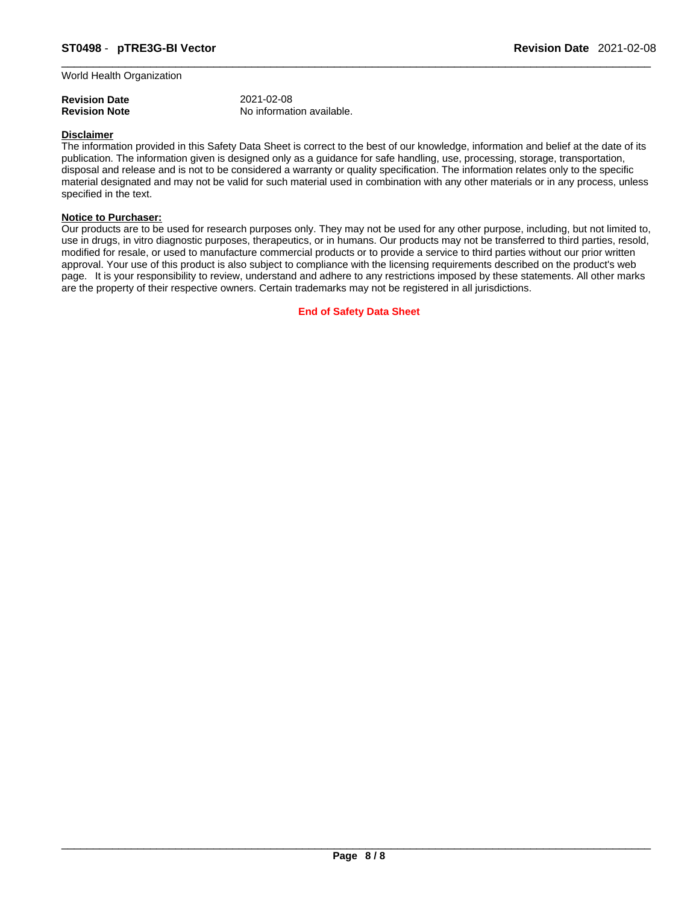World Health Organization

| | |
|---|---|
| **Revision Date** | 2021-02-08 |
| **Revision Note** | No information available. |

**Disclaimer**

The information provided in this Safety Data Sheet is correct to the best of our knowledge, information and belief at the date of its publication. The information given is designed only as a guidance for safe handling, use, processing, storage, transportation, disposal and release and is not to be considered a warranty or quality specification. The information relates only to the specific material designated and may not be valid for such material used in combination with any other materials or in any process, unless specified in the text.

**Notice to Purchaser:**

Our products are to be used for research purposes only. They may not be used for any other purpose, including, but not limited to, use in drugs, in vitro diagnostic purposes, therapeutics, or in humans. Our products may not be transferred to third parties, resold, modified for resale, or used to manufacture commercial products or to provide a service to third parties without our prior written approval. Your use of this product is also subject to compliance with the licensing requirements described on the product's web page. It is your responsibility to review, understand and adhere to any restrictions imposed by these statements. All other marks are the property of their respective owners. Certain trademarks may not be registered in all jurisdictions.

**End of Safety Data Sheet**